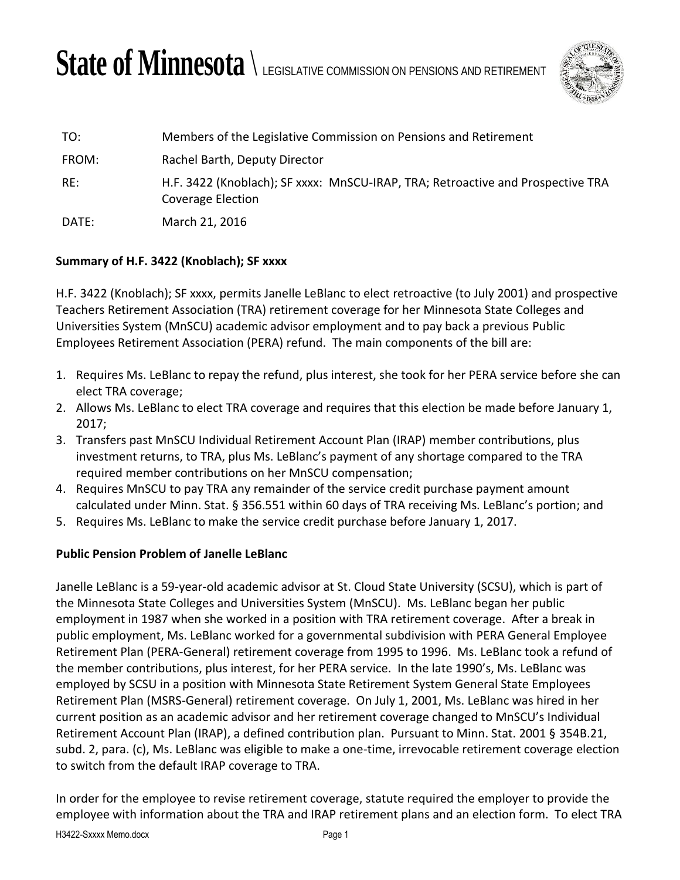# State of Minnesota \ LEGISLATIVE COMMISSION ON PENSIONS AND RETIREMENT

| | |
|---|---|
| TO: | Members of the Legislative Commission on Pensions and Retirement |
| FROM: | Rachel Barth, Deputy Director |
| RE: | H.F. 3422 (Knoblach); SF xxxx: MnSCU-IRAP, TRA; Retroactive and Prospective TRA Coverage Election |
| DATE: | March 21, 2016 |

**Summary of H.F. 3422 (Knoblach); SF xxxx**

H.F. 3422 (Knoblach); SF xxxx, permits Janelle LeBlanc to elect retroactive (to July 2001) and prospective Teachers Retirement Association (TRA) retirement coverage for her Minnesota State Colleges and Universities System (MnSCU) academic advisor employment and to pay back a previous Public Employees Retirement Association (PERA) refund. The main components of the bill are:

1. Requires Ms. LeBlanc to repay the refund, plus interest, she took for her PERA service before she can elect TRA coverage;
2. Allows Ms. LeBlanc to elect TRA coverage and requires that this election be made before January 1, 2017;
3. Transfers past MnSCU Individual Retirement Account Plan (IRAP) member contributions, plus investment returns, to TRA, plus Ms. LeBlanc's payment of any shortage compared to the TRA required member contributions on her MnSCU compensation;
4. Requires MnSCU to pay TRA any remainder of the service credit purchase payment amount calculated under Minn. Stat. § 356.551 within 60 days of TRA receiving Ms. LeBlanc's portion; and
5. Requires Ms. LeBlanc to make the service credit purchase before January 1, 2017.

**Public Pension Problem of Janelle LeBlanc**

Janelle LeBlanc is a 59-year-old academic advisor at St. Cloud State University (SCSU), which is part of the Minnesota State Colleges and Universities System (MnSCU). Ms. LeBlanc began her public employment in 1987 when she worked in a position with TRA retirement coverage. After a break in public employment, Ms. LeBlanc worked for a governmental subdivision with PERA General Employee Retirement Plan (PERA-General) retirement coverage from 1995 to 1996. Ms. LeBlanc took a refund of the member contributions, plus interest, for her PERA service. In the late 1990's, Ms. LeBlanc was employed by SCSU in a position with Minnesota State Retirement System General State Employees Retirement Plan (MSRS-General) retirement coverage. On July 1, 2001, Ms. LeBlanc was hired in her current position as an academic advisor and her retirement coverage changed to MnSCU's Individual Retirement Account Plan (IRAP), a defined contribution plan. Pursuant to Minn. Stat. 2001 § 354B.21, subd. 2, para. (c), Ms. LeBlanc was eligible to make a one-time, irrevocable retirement coverage election to switch from the default IRAP coverage to TRA.

In order for the employee to revise retirement coverage, statute required the employer to provide the employee with information about the TRA and IRAP retirement plans and an election form. To elect TRA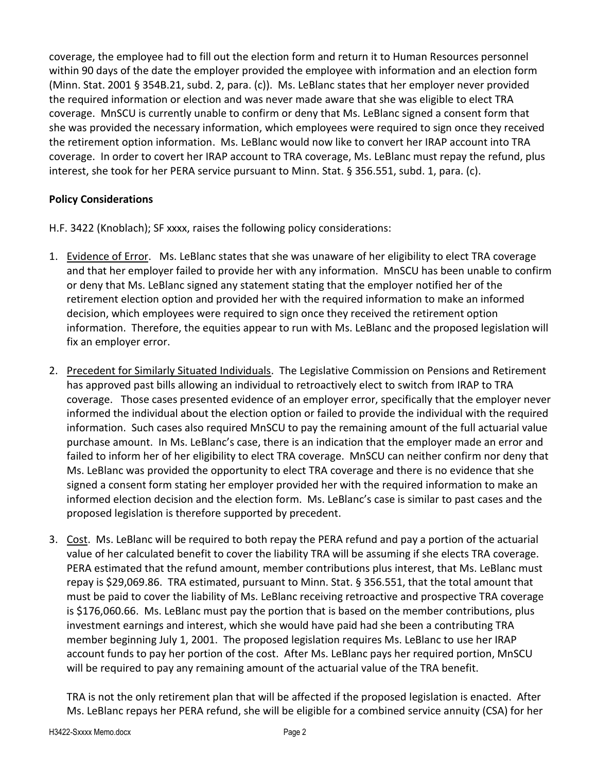coverage, the employee had to fill out the election form and return it to Human Resources personnel within 90 days of the date the employer provided the employee with information and an election form (Minn. Stat. 2001 § 354B.21, subd. 2, para. (c)). Ms. LeBlanc states that her employer never provided the required information or election and was never made aware that she was eligible to elect TRA coverage. MnSCU is currently unable to confirm or deny that Ms. LeBlanc signed a consent form that she was provided the necessary information, which employees were required to sign once they received the retirement option information. Ms. LeBlanc would now like to convert her IRAP account into TRA coverage. In order to covert her IRAP account to TRA coverage, Ms. LeBlanc must repay the refund, plus interest, she took for her PERA service pursuant to Minn. Stat. § 356.551, subd. 1, para. (c).

**Policy Considerations**

H.F. 3422 (Knoblach); SF xxxx, raises the following policy considerations:

1. Evidence of Error. Ms. LeBlanc states that she was unaware of her eligibility to elect TRA coverage and that her employer failed to provide her with any information. MnSCU has been unable to confirm or deny that Ms. LeBlanc signed any statement stating that the employer notified her of the retirement election option and provided her with the required information to make an informed decision, which employees were required to sign once they received the retirement option information. Therefore, the equities appear to run with Ms. LeBlanc and the proposed legislation will fix an employer error.

2. Precedent for Similarly Situated Individuals. The Legislative Commission on Pensions and Retirement has approved past bills allowing an individual to retroactively elect to switch from IRAP to TRA coverage. Those cases presented evidence of an employer error, specifically that the employer never informed the individual about the election option or failed to provide the individual with the required information. Such cases also required MnSCU to pay the remaining amount of the full actuarial value purchase amount. In Ms. LeBlanc's case, there is an indication that the employer made an error and failed to inform her of her eligibility to elect TRA coverage. MnSCU can neither confirm nor deny that Ms. LeBlanc was provided the opportunity to elect TRA coverage and there is no evidence that she signed a consent form stating her employer provided her with the required information to make an informed election decision and the election form. Ms. LeBlanc's case is similar to past cases and the proposed legislation is therefore supported by precedent.

3. Cost. Ms. LeBlanc will be required to both repay the PERA refund and pay a portion of the actuarial value of her calculated benefit to cover the liability TRA will be assuming if she elects TRA coverage. PERA estimated that the refund amount, member contributions plus interest, that Ms. LeBlanc must repay is $29,069.86. TRA estimated, pursuant to Minn. Stat. § 356.551, that the total amount that must be paid to cover the liability of Ms. LeBlanc receiving retroactive and prospective TRA coverage is $176,060.66. Ms. LeBlanc must pay the portion that is based on the member contributions, plus investment earnings and interest, which she would have paid had she been a contributing TRA member beginning July 1, 2001. The proposed legislation requires Ms. LeBlanc to use her IRAP account funds to pay her portion of the cost. After Ms. LeBlanc pays her required portion, MnSCU will be required to pay any remaining amount of the actuarial value of the TRA benefit.

   TRA is not the only retirement plan that will be affected if the proposed legislation is enacted. After Ms. LeBlanc repays her PERA refund, she will be eligible for a combined service annuity (CSA) for her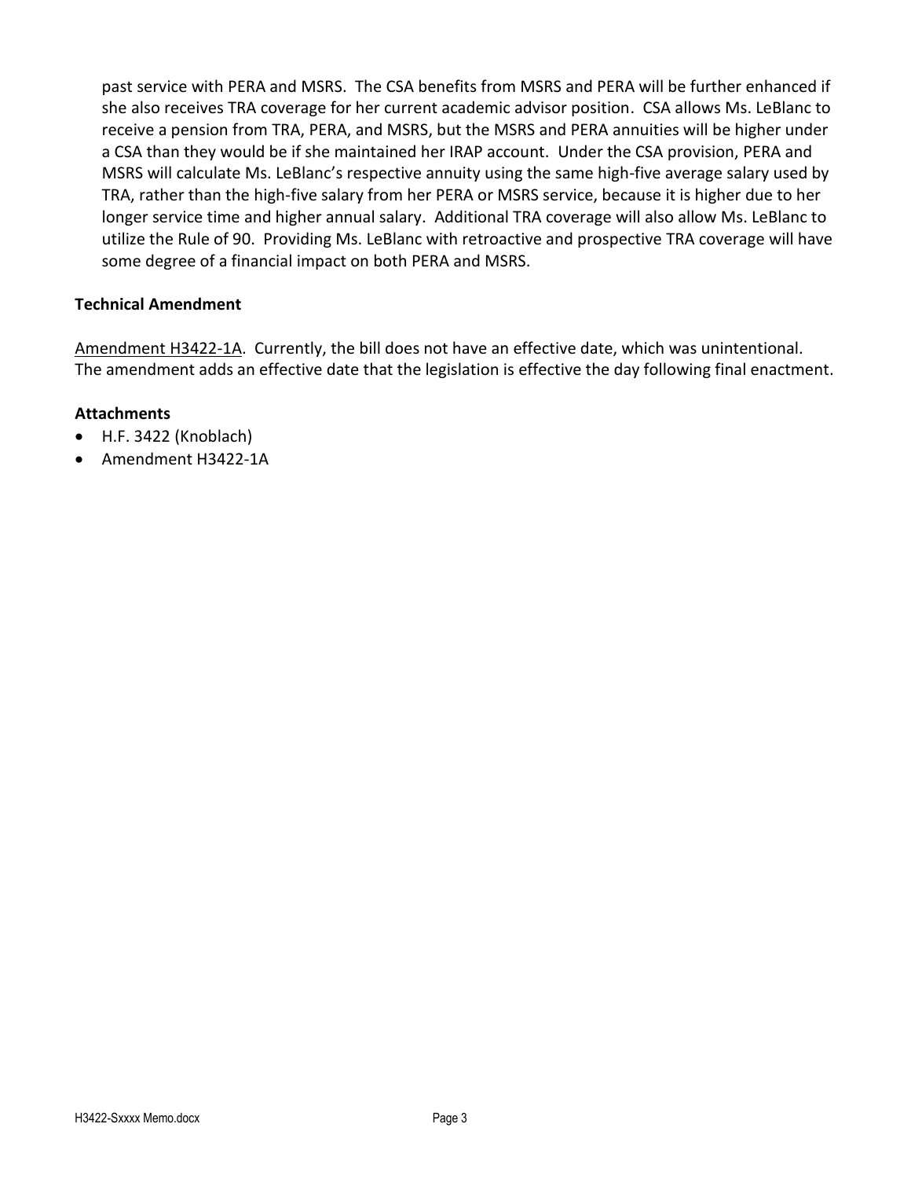past service with PERA and MSRS. The CSA benefits from MSRS and PERA will be further enhanced if she also receives TRA coverage for her current academic advisor position. CSA allows Ms. LeBlanc to receive a pension from TRA, PERA, and MSRS, but the MSRS and PERA annuities will be higher under a CSA than they would be if she maintained her IRAP account. Under the CSA provision, PERA and MSRS will calculate Ms. LeBlanc's respective annuity using the same high-five average salary used by TRA, rather than the high-five salary from her PERA or MSRS service, because it is higher due to her longer service time and higher annual salary. Additional TRA coverage will also allow Ms. LeBlanc to utilize the Rule of 90. Providing Ms. LeBlanc with retroactive and prospective TRA coverage will have some degree of a financial impact on both PERA and MSRS.

**Technical Amendment**

Amendment H3422-1A. Currently, the bill does not have an effective date, which was unintentional. The amendment adds an effective date that the legislation is effective the day following final enactment.

**Attachments**

- H.F. 3422 (Knoblach)
- Amendment H3422-1A